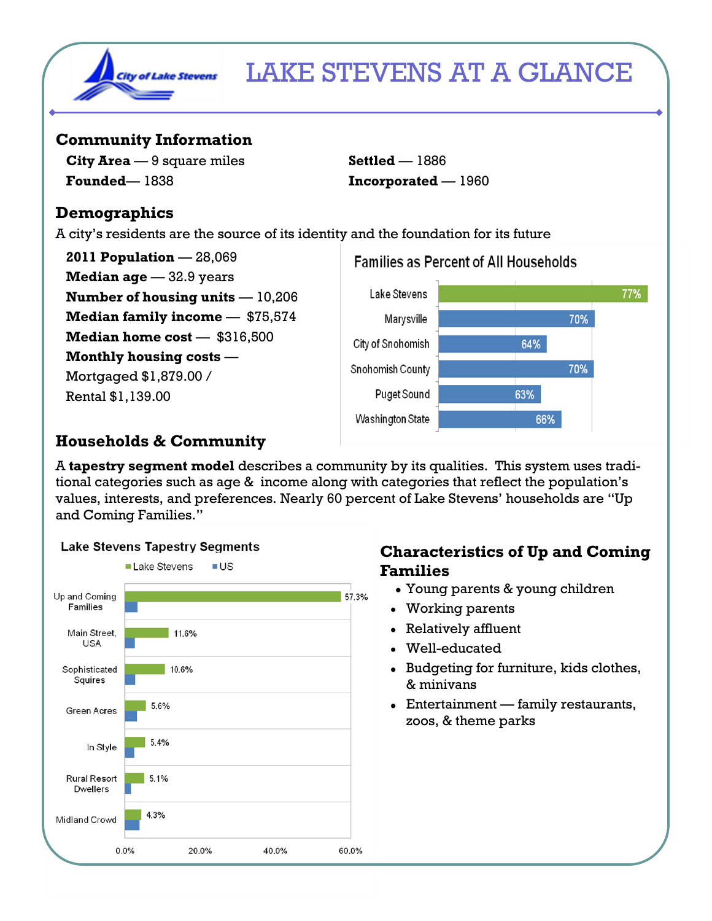# LAKE STEVENS AT A GLANCE

## Community Information

**City Area** — 9 square miles

**Founded**— 1838

**Settled** — 1886

**Incorporated** — 1960

## Demographics

A city's residents are the source of its identity and the foundation for its future

**2011 Population** — 28,069
**Median age** — 32.9 years
**Number of housing units** — 10,206
**Median family income** — $75,574
**Median home cost** — $316,500
**Monthly housing costs** —
Mortgaged $1,879.00 /
Rental $1,139.00

**Families as Percent of All Households**

| Area | Percent |
|---|---|
| Lake Stevens | 77% |
| Marysville | 70% |
| City of Snohomish | 64% |
| Snohomish County | 70% |
| Puget Sound | 63% |
| Washington State | 66% |

## Households & Community

A **tapestry segment model** describes a community by its qualities. This system uses traditional categories such as age & income along with categories that reflect the population's values, interests, and preferences. Nearly 60 percent of Lake Stevens' households are "Up and Coming Families."

**Lake Stevens Tapestry Segments**

| Segment | Lake Stevens |
|---|---|
| Up and Coming Families | 57.3% |
| Main Street, USA | 11.6% |
| Sophisticated Squires | 10.6% |
| Green Acres | 5.6% |
| In Style | 5.4% |
| Rural Resort Dwellers | 5.1% |
| Midland Crowd | 4.3% |

## Characteristics of Up and Coming Families

- Young parents & young children
- Working parents
- Relatively affluent
- Well-educated
- Budgeting for furniture, kids clothes, & minivans
- Entertainment — family restaurants, zoos, & theme parks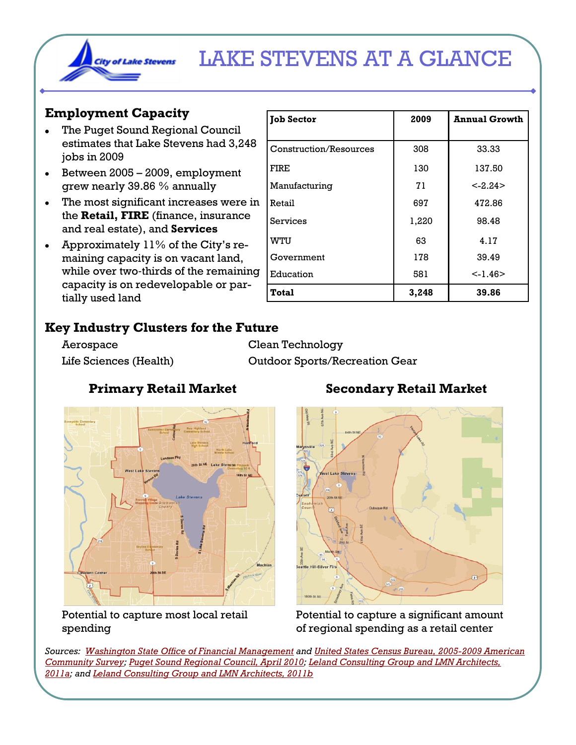# LAKE STEVENS AT A GLANCE

## Employment Capacity

- The Puget Sound Regional Council estimates that Lake Stevens had 3,248 jobs in 2009
- Between 2005 – 2009, employment grew nearly 39.86 % annually
- The most significant increases were in the **Retail, FIRE** (finance, insurance and real estate), and **Services**
- Approximately 11% of the City's remaining capacity is on vacant land, while over two-thirds of the remaining capacity is on redevelopable or partially used land

| Job Sector | 2009 | Annual Growth |
|---|---|---|
| Construction/Resources | 308 | 33.33 |
| FIRE | 130 | 137.50 |
| Manufacturing | 71 | <-2.24> |
| Retail | 697 | 472.86 |
| Services | 1,220 | 98.48 |
| WTU | 63 | 4.17 |
| Government | 178 | 39.49 |
| Education | 581 | <-1.46> |
| **Total** | **3,248** | **39.86** |

## Key Industry Clusters for the Future

Aerospace
Clean Technology
Life Sciences (Health)
Outdoor Sports/Recreation Gear

### Primary Retail Market

Potential to capture most local retail spending

### Secondary Retail Market

Potential to capture a significant amount of regional spending as a retail center

*Sources: Washington State Office of Financial Management and United States Census Bureau, 2005-2009 American Community Survey; Puget Sound Regional Council, April 2010; Leland Consulting Group and LMN Architects, 2011a; and Leland Consulting Group and LMN Architects, 2011b*